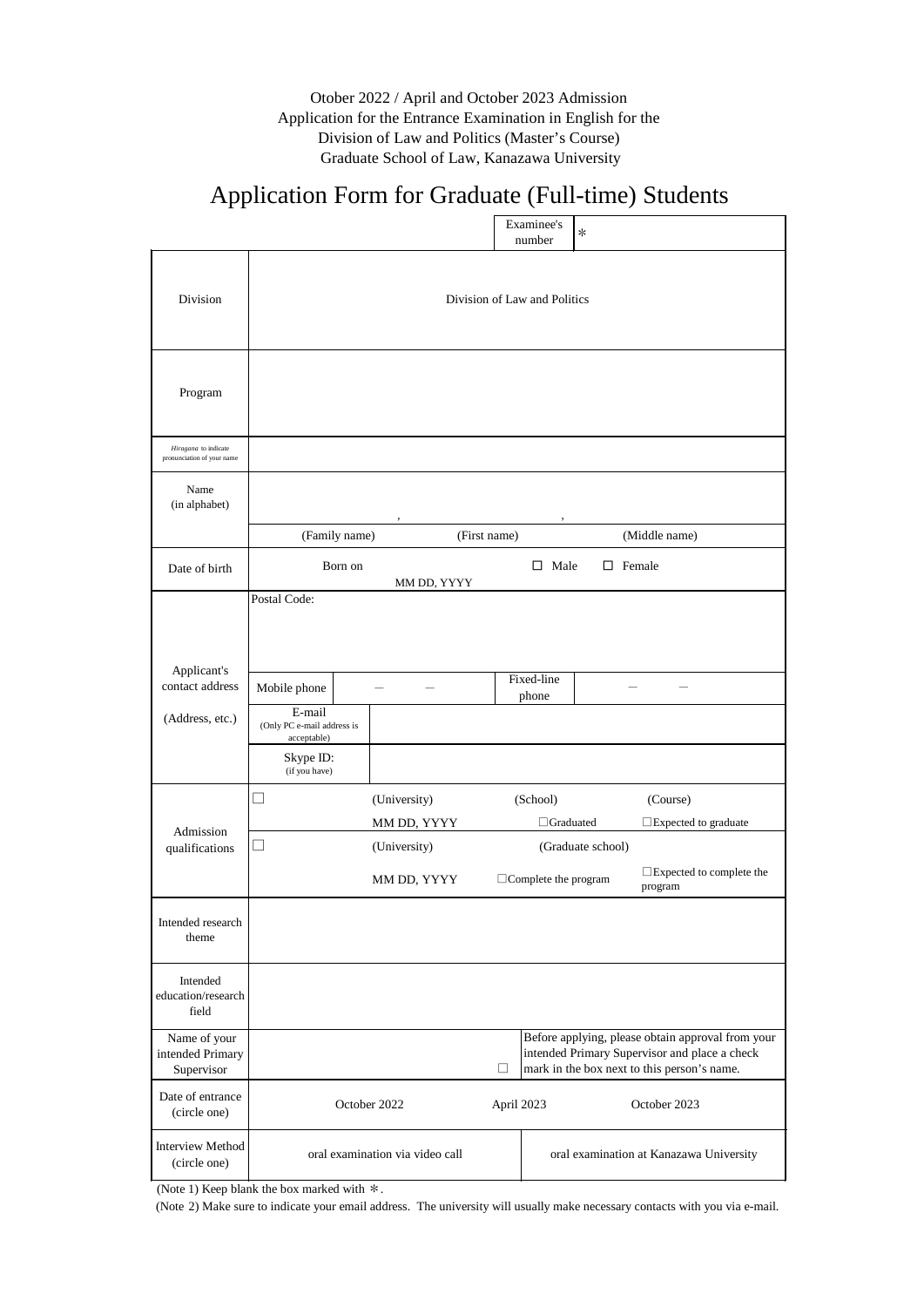Otober 2022 / April and October 2023 Admission
Application for the Entrance Examination in English for the
Division of Law and Politics (Master's Course)
Graduate School of Law, Kanazawa University

# Application Form for Graduate (Full-time) Students

| | | Examinee's number | * |
|---|---|---|---|

| | | | | |
|---|---|---|---|---|
| Division | Division of Law and Politics | | | |
| Program | | | | |
| *Hiragana* to indicate pronunciation of your name | | | | |
| Name (in alphabet) | , | , | | |
| | (Family name) | (First name) | (Middle name) | |
| Date of birth | Born on MM DD, YYYY | ☐ Male | ☐ Female | |
| Applicant's contact address (Address, etc.) | Postal Code: | | | |
| | Mobile phone | ― ― | Fixed-line phone | ― ― |
| | E-mail (Only PC e-mail address is acceptable) | | | |
| | Skype ID: (if you have) | | | |
| Admission qualifications | ☐ (University) | (School) | (Course) | |
| | MM DD, YYYY | ☐Graduated | ☐Expected to graduate | |
| | ☐ (University) | (Graduate school) | | |
| | MM DD, YYYY | ☐Complete the program | ☐Expected to complete the program | |
| Intended research theme | | | | |
| Intended education/research field | | | | |
| Name of your intended Primary Supervisor | ☐ | Before applying, please obtain approval from your intended Primary Supervisor and place a check mark in the box next to this person's name. | | |
| Date of entrance (circle one) | October 2022 | April 2023 | October 2023 | |
| Interview Method (circle one) | oral examination via video call | oral examination at Kanazawa University | | |

(Note 1) Keep blank the box marked with ＊.

(Note 2) Make sure to indicate your email address. The university will usually make necessary contacts with you via e-mail.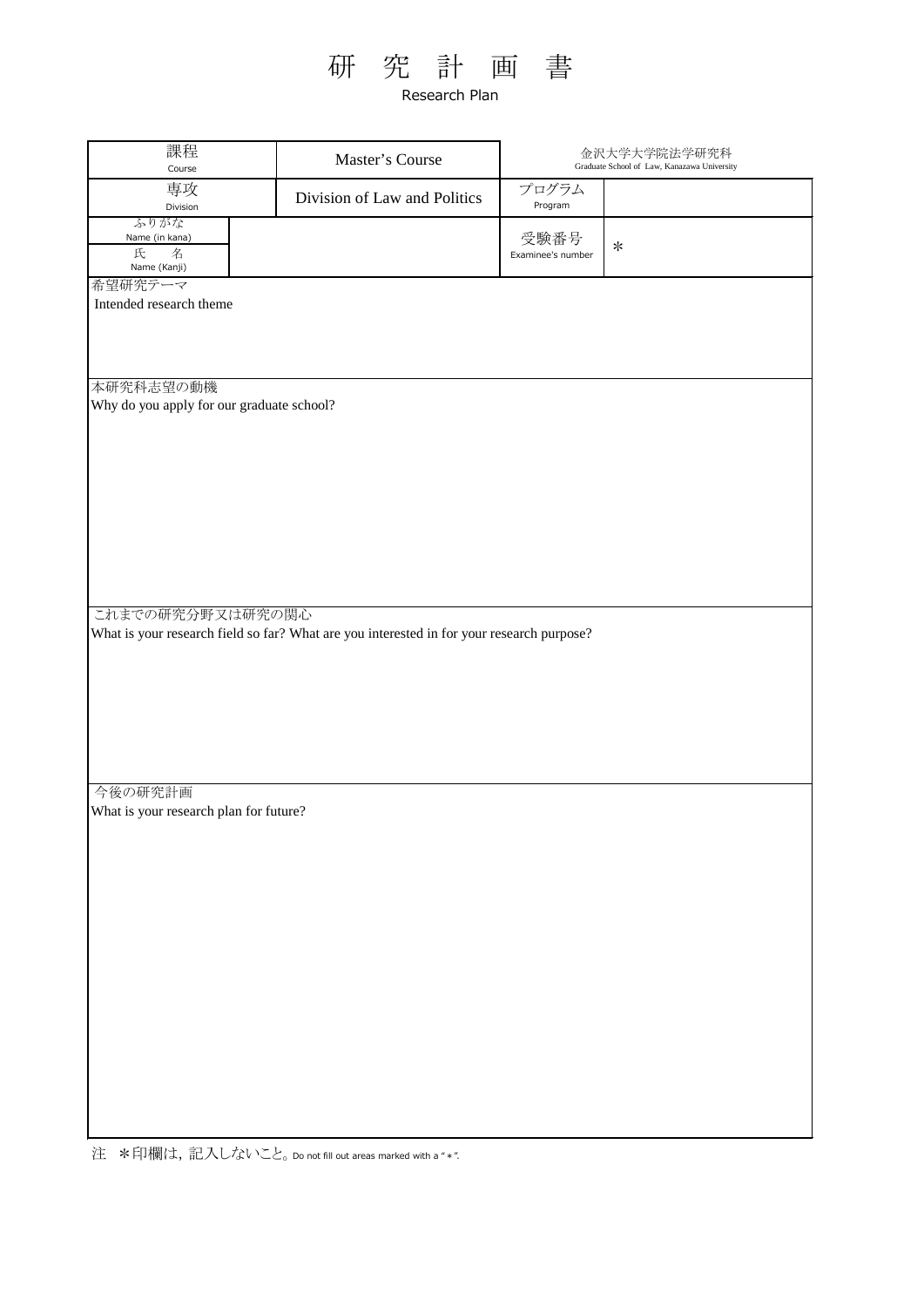# 研 究 計 画 書

Research Plan

| 課程 Course | Master's Course | 金沢大学大学院法学研究科 Graduate School of Law, Kanazawa University | |
|---|---|---|---|
| 専攻 Division | Division of Law and Politics | プログラム Program | |
| ふりがな Name (in kana) 氏　名 Name (Kanji) | | 受験番号 Examinee's number | * |

希望研究テーマ
Intended research theme

本研究科志望の動機
Why do you apply for our graduate school?

これまでの研究分野又は研究の関心
What is your research field so far? What are you interested in for your research purpose?

今後の研究計画
What is your research plan for future?

注　*印欄は，記入しないこと。Do not fill out areas marked with a "*".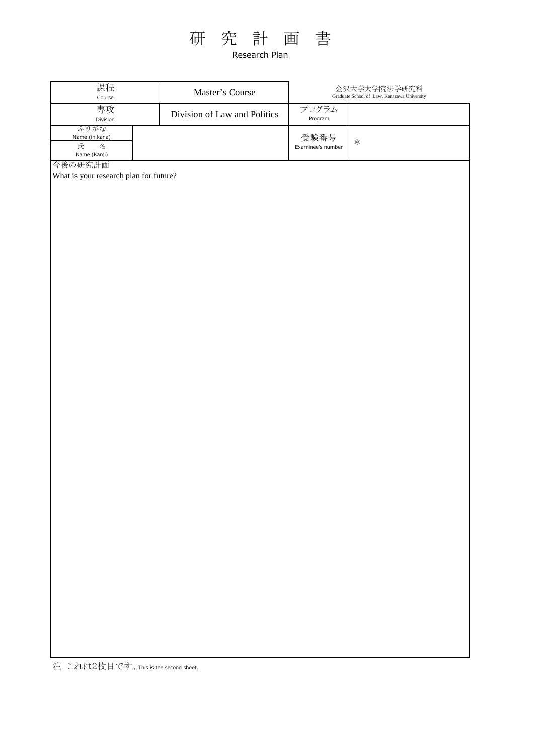# 研 究 計 画 書

Research Plan

| 課程<br>Course | Master's Course | 金沢大学大学院法学研究科<br>Graduate School of Law, Kanazawa University | |
|---|---|---|---|
| 専攻<br>Division | Division of Law and Politics | プログラム<br>Program | |
| ふりがな<br>Name (in kana)<br>氏　名<br>Name (Kanji) | | 受験番号<br>Examinee's number | * |

今後の研究計画

What is your research plan for future?

注　これは2枚目です。This is the second sheet.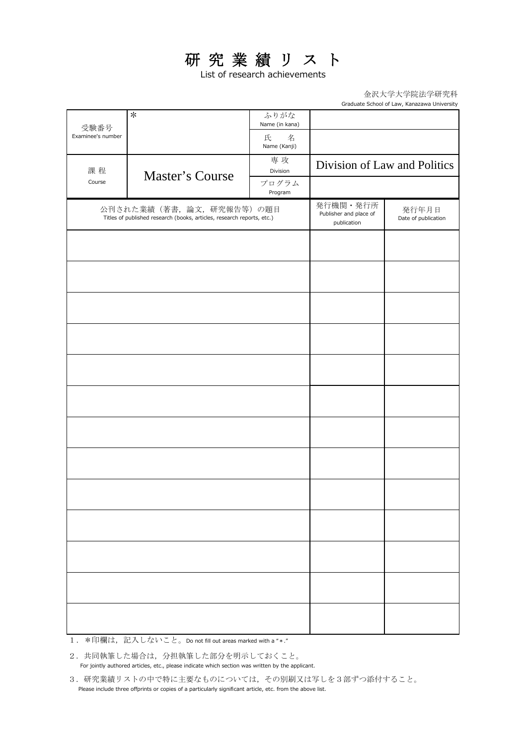# 研 究 業 績 リ ス ト

List of research achievements

金沢大学大学院法学研究科
Graduate School of Law, Kanazawa University

| 受験番号<br>Examinee's number | * | ふりがな<br>Name (in kana) | |
|---|---|---|---|
| | | 氏　名<br>Name (Kanji) | |
| 課 程<br>Course | Master's Course | 専 攻<br>Division | Division of Law and Politics |
| | | プログラム<br>Program | |

| 公刊された業績（著書，論文，研究報告等）の題目<br>Titles of published research (books, articles, research reports, etc.) | 発行機関・発行所<br>Publisher and place of publication | 発行年月日<br>Date of publication |
|---|---|---|
| | | |
| | | |
| | | |
| | | |
| | | |
| | | |
| | | |
| | | |
| | | |
| | | |
| | | |
| | | |
| | | |

1．＊印欄は，記入しないこと。Do not fill out areas marked with a "＊."

2．共同執筆した場合は，分担執筆した部分を明示しておくこと。
For jointly authored articles, etc., please indicate which section was written by the applicant.

3．研究業績リストの中で特に主要なものについては，その別刷又は写しを３部ずつ添付すること。
Please include three offprints or copies of a particularly significant article, etc. from the above list.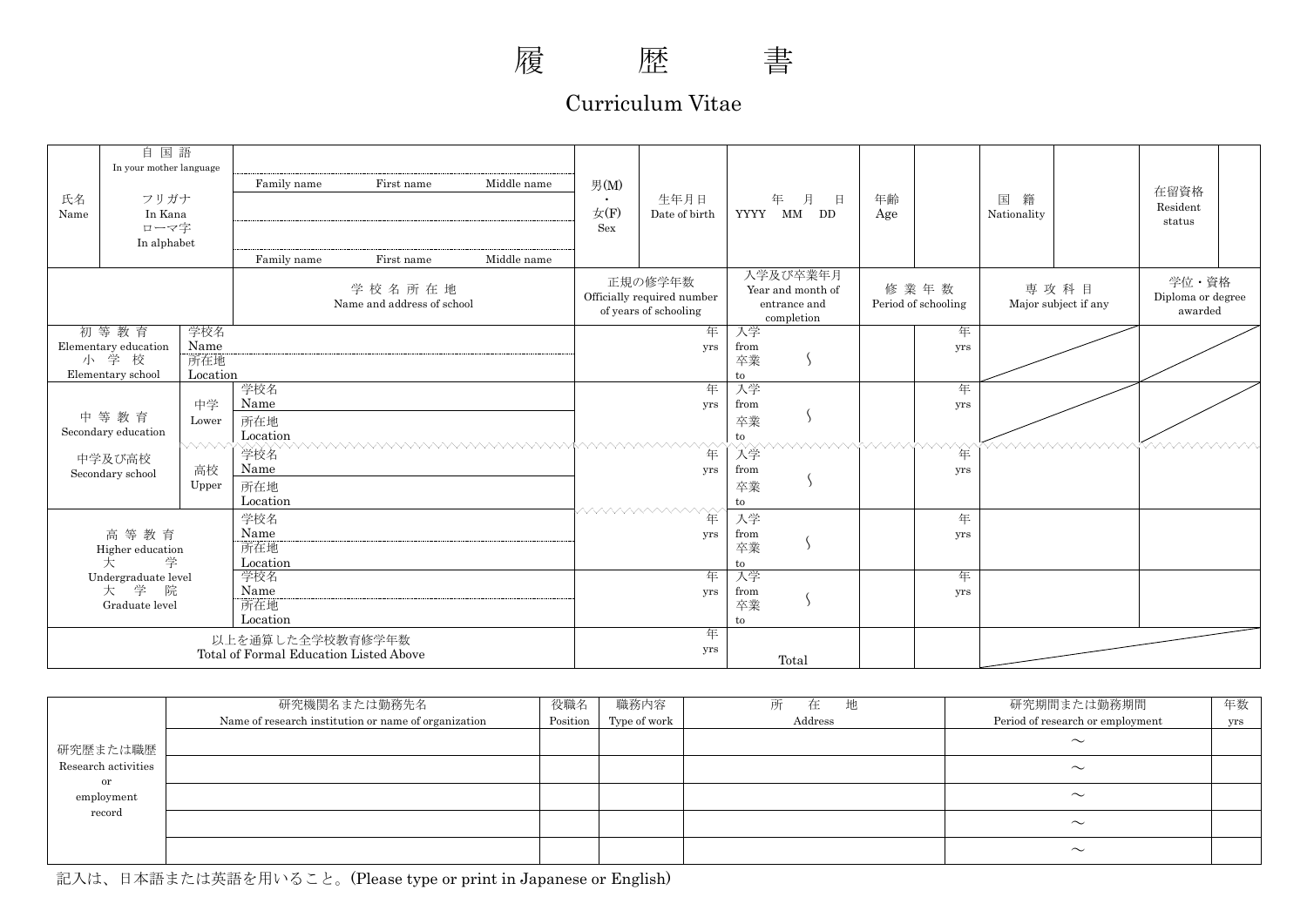# 履　　歴　　書

## Curriculum Vitae

| | | | | | | | | | | |
|---|---|---|---|---|---|---|---|---|---|---|
| 氏名 Name | 自国語 In your mother language | Family name　First name　Middle name | 男(M)・女(F) Sex | 生年月日 Date of birth | 年　月　日 YYYY　MM　DD | 年齢 Age | | 国籍 Nationality | 在留資格 Resident status | |
| | フリガナ In Kana / ローマ字 In alphabet | Family name　First name　Middle name | | | | | | | | |

| | | 学校名所在地 Name and address of school | 正規の修学年数 Officially required number of years of schooling | 入学及び卒業年月 Year and month of entrance and completion | 修業年数 Period of schooling | 専攻科目 Major subject if any | 学位・資格 Diploma or degree awarded |
|---|---|---|---|---|---|---|---|
| 初等教育 Elementary education 小学校 Elementary school | | 学校名 Name / 所在地 Location | 年 yrs | 入学 from 〜 卒業 to | 年 yrs | | |
| 中等教育 Secondary education 中学及び高校 Secondary school | 中学 Lower | 学校名 Name / 所在地 Location | 年 yrs | 入学 from 〜 卒業 to | 年 yrs | | |
| | 高校 Upper | 学校名 Name / 所在地 Location | 年 yrs | 入学 from 〜 卒業 to | 年 yrs | | |
| 高等教育 Higher education 大学 Undergraduate level | | 学校名 Name / 所在地 Location | 年 yrs | 入学 from 〜 卒業 to | 年 yrs | | |
| 大学院 Graduate level | | 学校名 Name / 所在地 Location | 年 yrs | 入学 from 〜 卒業 to | 年 yrs | | |
| 以上を通算した全学校教育修学年数 Total of Formal Education Listed Above | | | 年 yrs | Total | | | |

| | 研究機関名または勤務先名 Name of research institution or name of organization | 役職名 Position | 職務内容 Type of work | 所在地 Address | 研究期間または勤務期間 Period of research or employment | 年数 yrs |
|---|---|---|---|---|---|---|
| 研究歴または職歴 Research activities or employment record | | | | | 〜 | |
| | | | | | 〜 | |
| | | | | | 〜 | |
| | | | | | 〜 | |
| | | | | | 〜 | |

記入は、日本語または英語を用いること。(Please type or print in Japanese or English)